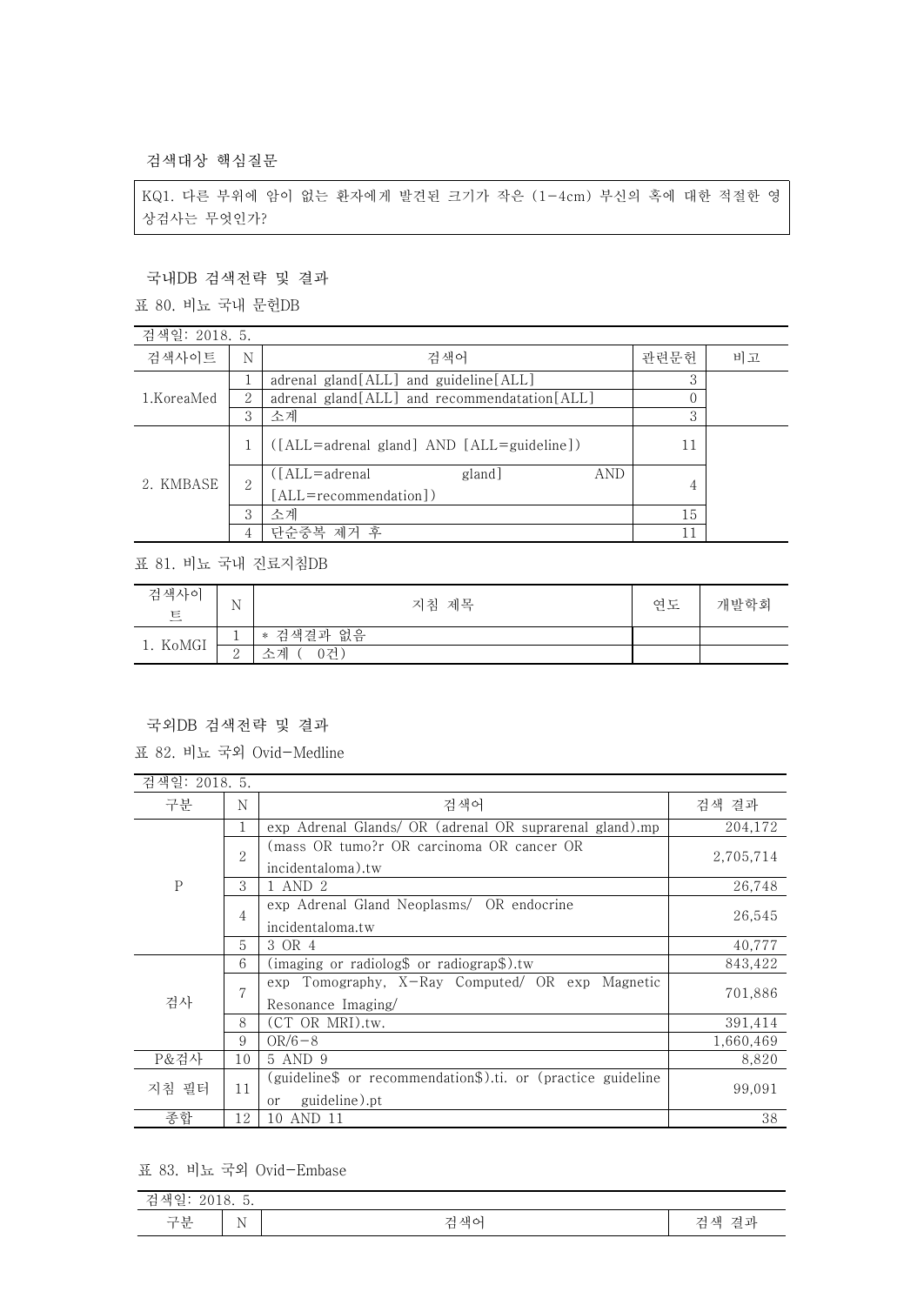검색대상 핵심질문

KQ1. 다른 부위에 암이 없는 환자에게 발견된 크기가 작은 (1-4cm) 부신의 혹에 대한 적절한 영상검사는 무엇인가?

## 국내DB 검색전략 및 결과

표 80. 비뇨 국내 문헌DB

검색일: 2018. 5.

| 검색사이트 | N | 검색어 | 관련문헌 | 비고 |
|---|---|---|---|---|
| 1.KoreaMed | 1 | adrenal gland[ALL] and guideline[ALL] | 3 | |
| | 2 | adrenal gland[ALL] and recommendatation[ALL] | 0 | |
| | 3 | 소계 | 3 | |
| 2. KMBASE | 1 | ([ALL=adrenal gland] AND [ALL=guideline]) | 11 | |
| | 2 | ([ALL=adrenal gland] AND [ALL=recommendation]) | 4 | |
| | 3 | 소계 | 15 | |
| | 4 | 단순중복 제거 후 | 11 | |

표 81. 비뇨 국내 진료지침DB

| 검색사이트 | N | 지침 제목 | 연도 | 개발학회 |
|---|---|---|---|---|
| 1. KoMGI | 1 | * 검색결과 없음 | | |
| | 2 | 소계 ( 0건) | | |

## 국외DB 검색전략 및 결과

표 82. 비뇨 국외 Ovid-Medline

검색일: 2018. 5.

| 구분 | N | 검색어 | 검색 결과 |
|---|---|---|---|
| P | 1 | exp Adrenal Glands/ OR (adrenal OR suprarenal gland).mp | 204,172 |
| | 2 | (mass OR tumo?r OR carcinoma OR cancer OR incidentaloma).tw | 2,705,714 |
| | 3 | 1 AND 2 | 26,748 |
| | 4 | exp Adrenal Gland Neoplasms/ OR endocrine incidentaloma.tw | 26,545 |
| | 5 | 3 OR 4 | 40,777 |
| 검사 | 6 | (imaging or radiolog$ or radiograp$).tw | 843,422 |
| | 7 | exp Tomography, X-Ray Computed/ OR exp Magnetic Resonance Imaging/ | 701,886 |
| | 8 | (CT OR MRI).tw. | 391,414 |
| | 9 | OR/6-8 | 1,660,469 |
| P&검사 | 10 | 5 AND 9 | 8,820 |
| 지침 필터 | 11 | (guideline$ or recommendation$).ti. or (practice guideline or guideline).pt | 99,091 |
| 종합 | 12 | 10 AND 11 | 38 |

표 83. 비뇨 국외 Ovid-Embase

검색일: 2018. 5.

| 구분 | N | 검색어 | 검색 결과 |
|---|---|---|---|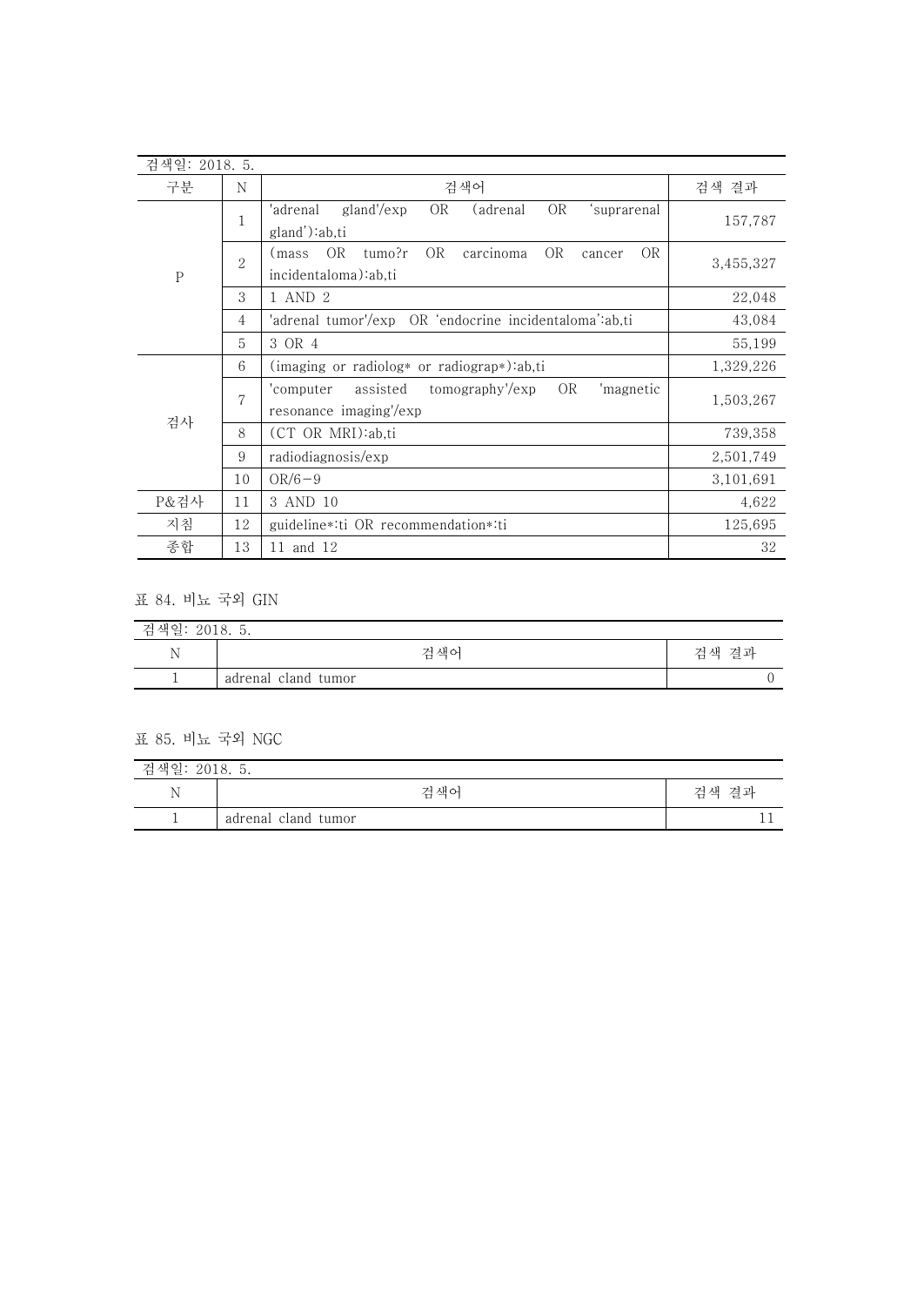| 검색일: 2018. 5. | | | |
|---|---|---|---|
| 구분 | N | 검색어 | 검색 결과 |
| P | 1 | 'adrenal gland'/exp OR (adrenal OR 'suprarenal gland'):ab,ti | 157,787 |
| | 2 | (mass OR tumo?r OR carcinoma OR cancer OR incidentaloma):ab,ti | 3,455,327 |
| | 3 | 1 AND 2 | 22,048 |
| | 4 | 'adrenal tumor'/exp OR 'endocrine incidentaloma':ab,ti | 43,084 |
| | 5 | 3 OR 4 | 55,199 |
| 검사 | 6 | (imaging or radiolog* or radiograp*):ab,ti | 1,329,226 |
| | 7 | 'computer assisted tomography'/exp OR 'magnetic resonance imaging'/exp | 1,503,267 |
| | 8 | (CT OR MRI):ab,ti | 739,358 |
| | 9 | radiodiagnosis/exp | 2,501,749 |
| | 10 | OR/6-9 | 3,101,691 |
| P&검사 | 11 | 3 AND 10 | 4,622 |
| 지침 | 12 | guideline*:ti OR recommendation*:ti | 125,695 |
| 종합 | 13 | 11 and 12 | 32 |

표 84. 비뇨 국외 GIN

| 검색일: 2018. 5. | | |
|---|---|---|
| N | 검색어 | 검색 결과 |
| 1 | adrenal cland tumor | 0 |

표 85. 비뇨 국외 NGC

| 검색일: 2018. 5. | | |
|---|---|---|
| N | 검색어 | 검색 결과 |
| 1 | adrenal cland tumor | 11 |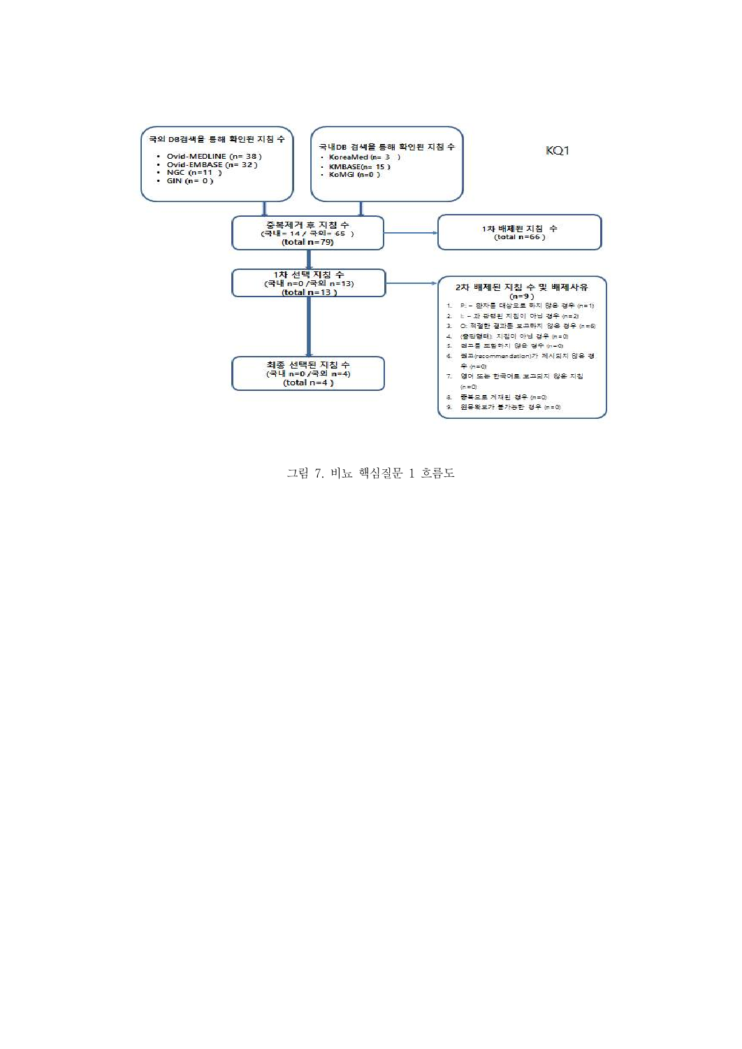KQ1

국외 DB검색을 통해 확인된 지침 수

- Ovid-MEDLINE (n= 38 )
- Ovid-EMBASE (n= 32 )
- NGC (n=11 )
- GIN (n= 0 )

국내DB 검색을 통해 확인된 지침 수

- KoreaMed (n= 3 )
- KMBASE(n= 15 )
- KoMGI (n=0 )

중복제거 후 지침 수
(국내= 14 / 국외= 65 )
(total n=79)

1차 배제된 지침 수
(total n=66 )

1차 선택 지침 수
(국내 n=0 /국외 n=13)
(total n=13 )

2차 배제된 지침 수 및 배제사유
(n=9 )

1. P: – 환자를 대상으로 하지 않은 경우 (n=1)
2. I: – 과 관련된 지침이 아닌 경우 (n=2)
3. O: 적절한 결과를 보고하지 않은 경우 (n=6)
4. (출판형태): 지침이 아닌 경우 (n=0)
5. 권고를 포함하지 않은 경우 (n=0)
6. 권고(recommendation)가 제시되지 않은 경우 (n=0)
7. 영어 또는 한국어로 보고되지 않은 지침 (n=0)
8. 중복으로 게재된 경우 (n=0)
9. 원문확보가 불가능한 경우 (n=0)

최종 선택된 지침 수
(국내 n=0 /국외 n=4)
(total n=4 )

그림 7. 비뇨 핵심질문 1 흐름도